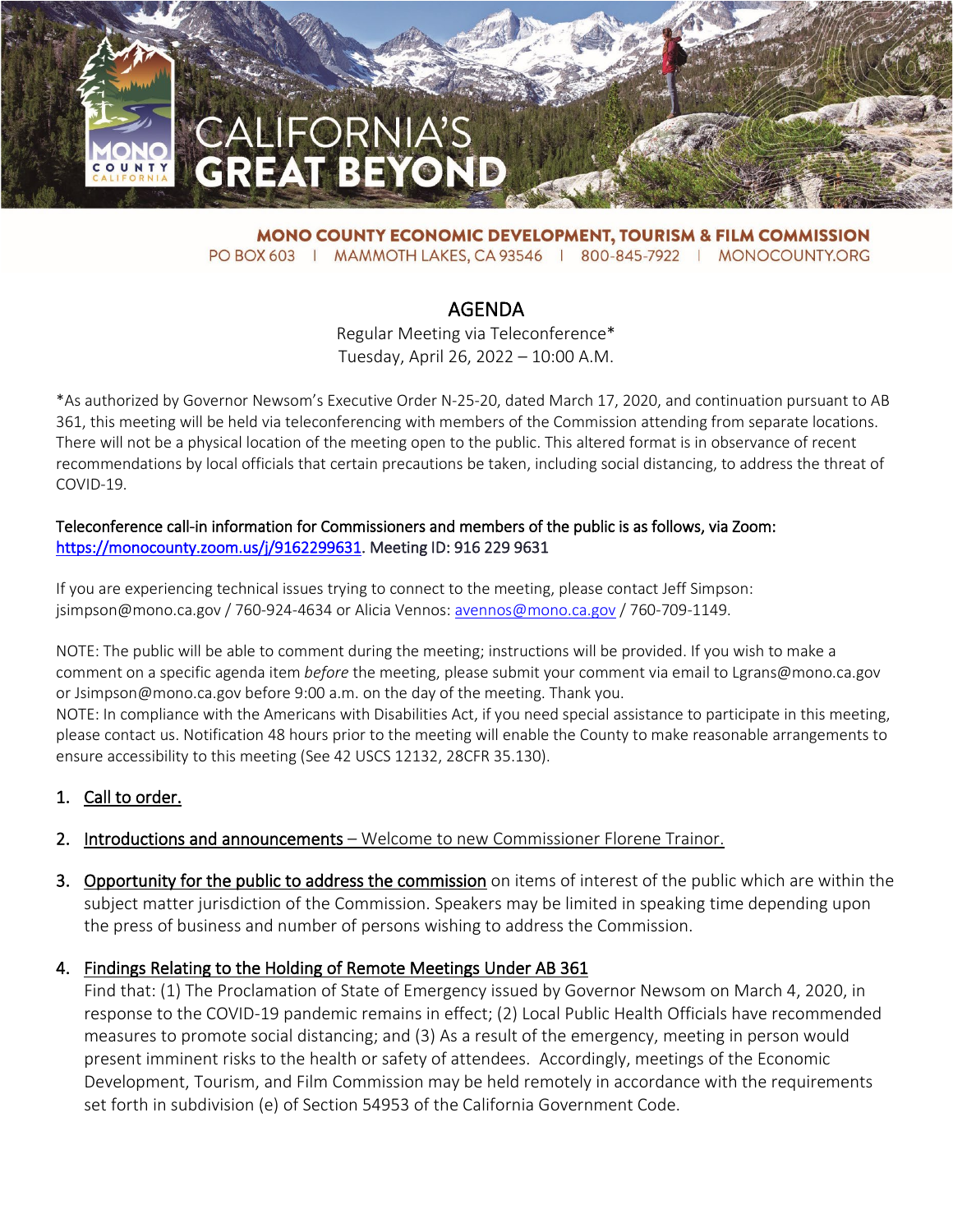# CALIFORNIA'S GREAT BEYOND

**MONO COUNTY ECONOMIC DEVELOPMENT, TOURISM & FILM COMMISSION**
PO BOX 603 | MAMMOTH LAKES, CA 93546 | 800-845-7922 | MONOCOUNTY.ORG

## AGENDA

Regular Meeting via Teleconference*
Tuesday, April 26, 2022 – 10:00 A.M.

*As authorized by Governor Newsom's Executive Order N-25-20, dated March 17, 2020, and continuation pursuant to AB 361, this meeting will be held via teleconferencing with members of the Commission attending from separate locations. There will not be a physical location of the meeting open to the public. This altered format is in observance of recent recommendations by local officials that certain precautions be taken, including social distancing, to address the threat of COVID-19.

Teleconference call-in information for Commissioners and members of the public is as follows, via Zoom: https://monocounty.zoom.us/j/9162299631. Meeting ID: 916 229 9631

If you are experiencing technical issues trying to connect to the meeting, please contact Jeff Simpson: jsimpson@mono.ca.gov / 760-924-4634 or Alicia Vennos: avennos@mono.ca.gov / 760-709-1149.

NOTE: The public will be able to comment during the meeting; instructions will be provided. If you wish to make a comment on a specific agenda item *before* the meeting, please submit your comment via email to Lgrans@mono.ca.gov or Jsimpson@mono.ca.gov before 9:00 a.m. on the day of the meeting. Thank you.
NOTE: In compliance with the Americans with Disabilities Act, if you need special assistance to participate in this meeting, please contact us. Notification 48 hours prior to the meeting will enable the County to make reasonable arrangements to ensure accessibility to this meeting (See 42 USCS 12132, 28CFR 35.130).

1. Call to order.

2. Introductions and announcements – Welcome to new Commissioner Florene Trainor.

3. Opportunity for the public to address the commission on items of interest of the public which are within the subject matter jurisdiction of the Commission. Speakers may be limited in speaking time depending upon the press of business and number of persons wishing to address the Commission.

4. Findings Relating to the Holding of Remote Meetings Under AB 361
   Find that: (1) The Proclamation of State of Emergency issued by Governor Newsom on March 4, 2020, in response to the COVID-19 pandemic remains in effect; (2) Local Public Health Officials have recommended measures to promote social distancing; and (3) As a result of the emergency, meeting in person would present imminent risks to the health or safety of attendees. Accordingly, meetings of the Economic Development, Tourism, and Film Commission may be held remotely in accordance with the requirements set forth in subdivision (e) of Section 54953 of the California Government Code.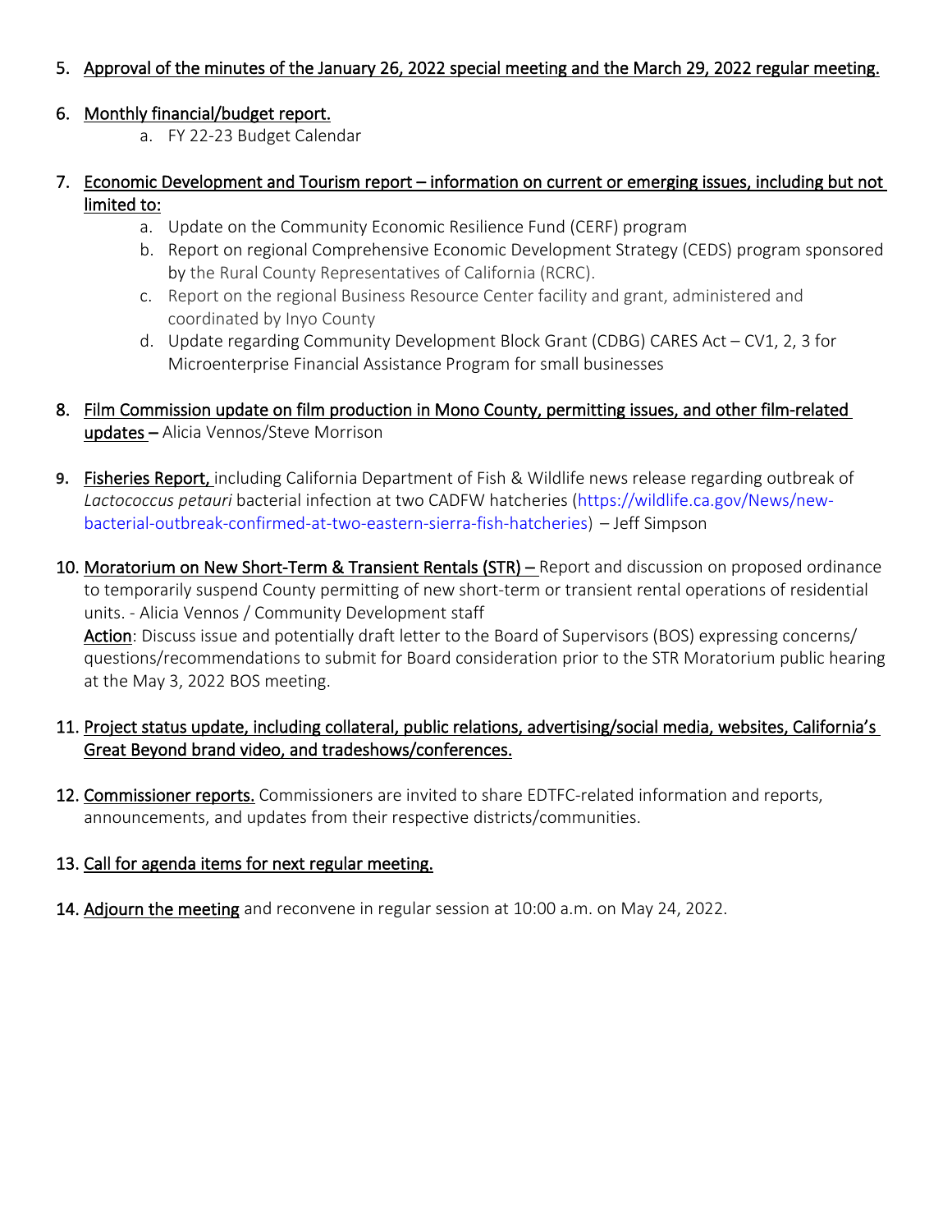5. Approval of the minutes of the January 26, 2022 special meeting and the March 29, 2022 regular meeting.

6. Monthly financial/budget report.
    a. FY 22-23 Budget Calendar

7. Economic Development and Tourism report – information on current or emerging issues, including but not limited to:
    a. Update on the Community Economic Resilience Fund (CERF) program
    b. Report on regional Comprehensive Economic Development Strategy (CEDS) program sponsored by the Rural County Representatives of California (RCRC).
    c. Report on the regional Business Resource Center facility and grant, administered and coordinated by Inyo County
    d. Update regarding Community Development Block Grant (CDBG) CARES Act – CV1, 2, 3 for Microenterprise Financial Assistance Program for small businesses

8. Film Commission update on film production in Mono County, permitting issues, and other film-related updates – Alicia Vennos/Steve Morrison

9. Fisheries Report, including California Department of Fish & Wildlife news release regarding outbreak of *Lactococcus petauri* bacterial infection at two CADFW hatcheries (https://wildlife.ca.gov/News/new-bacterial-outbreak-confirmed-at-two-eastern-sierra-fish-hatcheries) – Jeff Simpson

10. Moratorium on New Short-Term & Transient Rentals (STR) – Report and discussion on proposed ordinance to temporarily suspend County permitting of new short-term or transient rental operations of residential units. - Alicia Vennos / Community Development staff
    Action: Discuss issue and potentially draft letter to the Board of Supervisors (BOS) expressing concerns/ questions/recommendations to submit for Board consideration prior to the STR Moratorium public hearing at the May 3, 2022 BOS meeting.

11. Project status update, including collateral, public relations, advertising/social media, websites, California's Great Beyond brand video, and tradeshows/conferences.

12. Commissioner reports. Commissioners are invited to share EDTFC-related information and reports, announcements, and updates from their respective districts/communities.

13. Call for agenda items for next regular meeting.

14. Adjourn the meeting and reconvene in regular session at 10:00 a.m. on May 24, 2022.